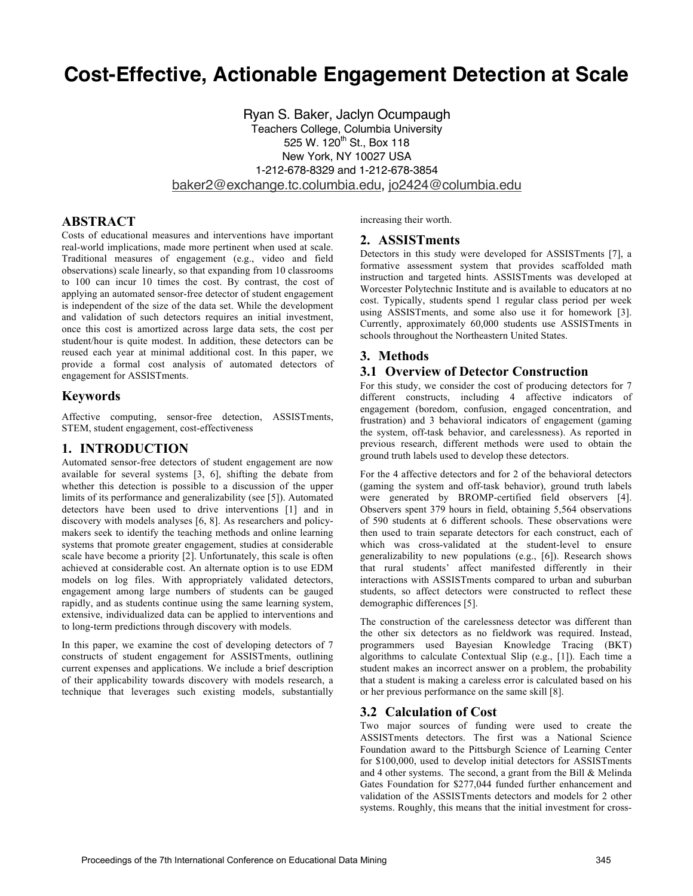# Cost-Effective, Actionable Engagement Detection at Scale

Ryan S. Baker, Jaclyn Ocumpaugh
Teachers College, Columbia University
525 W. 120th St., Box 118
New York, NY 10027 USA
1-212-678-8329 and 1-212-678-3854
baker2@exchange.tc.columbia.edu, jo2424@columbia.edu

## ABSTRACT

Costs of educational measures and interventions have important real-world implications, made more pertinent when used at scale. Traditional measures of engagement (e.g., video and field observations) scale linearly, so that expanding from 10 classrooms to 100 can incur 10 times the cost. By contrast, the cost of applying an automated sensor-free detector of student engagement is independent of the size of the data set. While the development and validation of such detectors requires an initial investment, once this cost is amortized across large data sets, the cost per student/hour is quite modest. In addition, these detectors can be reused each year at minimal additional cost. In this paper, we provide a formal cost analysis of automated detectors of engagement for ASSISTments.

## Keywords

Affective computing, sensor-free detection, ASSISTments, STEM, student engagement, cost-effectiveness

## 1. INTRODUCTION

Automated sensor-free detectors of student engagement are now available for several systems [3, 6], shifting the debate from whether this detection is possible to a discussion of the upper limits of its performance and generalizability (see [5]). Automated detectors have been used to drive interventions [1] and in discovery with models analyses [6, 8]. As researchers and policy-makers seek to identify the teaching methods and online learning systems that promote greater engagement, studies at considerable scale have become a priority [2]. Unfortunately, this scale is often achieved at considerable cost. An alternate option is to use EDM models on log files. With appropriately validated detectors, engagement among large numbers of students can be gauged rapidly, and as students continue using the same learning system, extensive, individualized data can be applied to interventions and to long-term predictions through discovery with models.

In this paper, we examine the cost of developing detectors of 7 constructs of student engagement for ASSISTments, outlining current expenses and applications. We include a brief description of their applicability towards discovery with models research, a technique that leverages such existing models, substantially increasing their worth.

## 2. ASSISTments

Detectors in this study were developed for ASSISTments [7], a formative assessment system that provides scaffolded math instruction and targeted hints. ASSISTments was developed at Worcester Polytechnic Institute and is available to educators at no cost. Typically, students spend 1 regular class period per week using ASSISTments, and some also use it for homework [3]. Currently, approximately 60,000 students use ASSISTments in schools throughout the Northeastern United States.

## 3. Methods

### 3.1 Overview of Detector Construction

For this study, we consider the cost of producing detectors for 7 different constructs, including 4 affective indicators of engagement (boredom, confusion, engaged concentration, and frustration) and 3 behavioral indicators of engagement (gaming the system, off-task behavior, and carelessness). As reported in previous research, different methods were used to obtain the ground truth labels used to develop these detectors.

For the 4 affective detectors and for 2 of the behavioral detectors (gaming the system and off-task behavior), ground truth labels were generated by BROMP-certified field observers [4]. Observers spent 379 hours in field, obtaining 5,564 observations of 590 students at 6 different schools. These observations were then used to train separate detectors for each construct, each of which was cross-validated at the student-level to ensure generalizability to new populations (e.g., [6]). Research shows that rural students' affect manifested differently in their interactions with ASSISTments compared to urban and suburban students, so affect detectors were constructed to reflect these demographic differences [5].

The construction of the carelessness detector was different than the other six detectors as no fieldwork was required. Instead, programmers used Bayesian Knowledge Tracing (BKT) algorithms to calculate Contextual Slip (e.g., [1]). Each time a student makes an incorrect answer on a problem, the probability that a student is making a careless error is calculated based on his or her previous performance on the same skill [8].

### 3.2 Calculation of Cost

Two major sources of funding were used to create the ASSISTments detectors. The first was a National Science Foundation award to the Pittsburgh Science of Learning Center for $100,000, used to develop initial detectors for ASSISTments and 4 other systems. The second, a grant from the Bill & Melinda Gates Foundation for $277,044 funded further enhancement and validation of the ASSISTments detectors and models for 2 other systems. Roughly, this means that the initial investment for cross-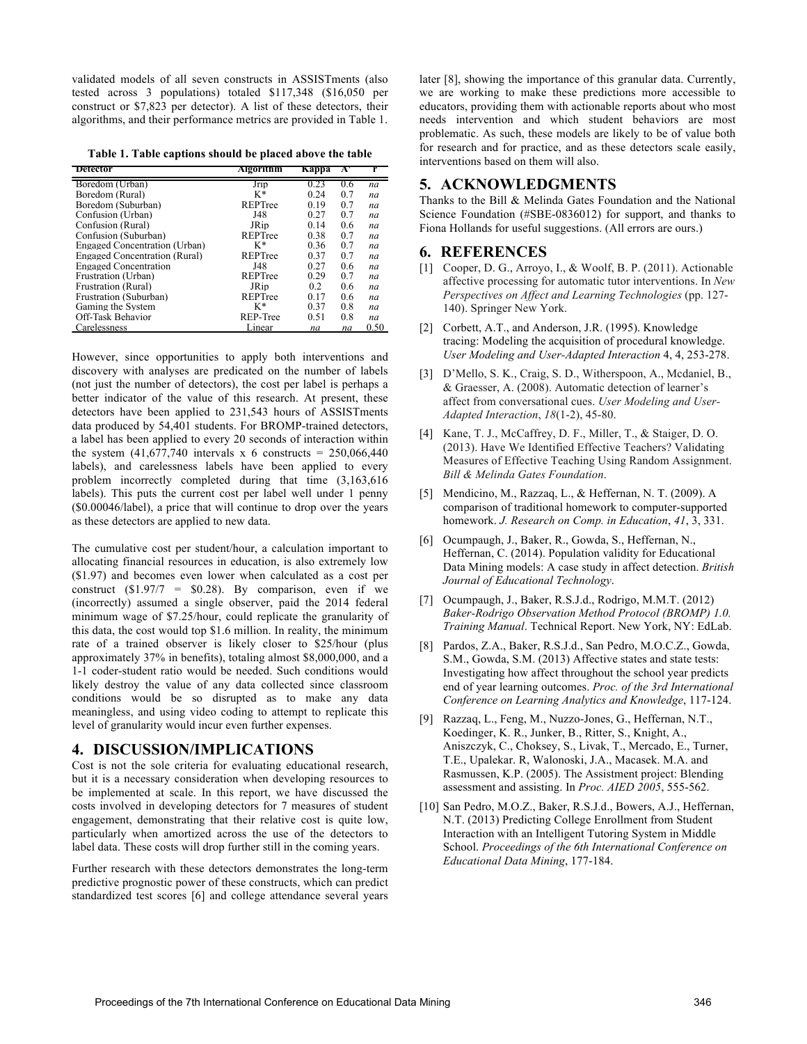validated models of all seven constructs in ASSISTments (also tested across 3 populations) totaled $117,348 ($16,050 per construct or $7,823 per detector). A list of these detectors, their algorithms, and their performance metrics are provided in Table 1.

**Table 1. Table captions should be placed above the table**

| Detector | Algorithm | Kappa | A' | r |
|---|---|---|---|---|
| Boredom (Urban) | Jrip | 0.23 | 0.6 | *na* |
| Boredom (Rural) | K* | 0.24 | 0.7 | *na* |
| Boredom (Suburban) | REPTree | 0.19 | 0.7 | *na* |
| Confusion (Urban) | J48 | 0.27 | 0.7 | *na* |
| Confusion (Rural) | JRip | 0.14 | 0.6 | *na* |
| Confusion (Suburban) | REPTree | 0.38 | 0.7 | *na* |
| Engaged Concentration (Urban) | K* | 0.36 | 0.7 | *na* |
| Engaged Concentration (Rural) | REPTree | 0.37 | 0.7 | *na* |
| Engaged Concentration | J48 | 0.27 | 0.6 | *na* |
| Frustration (Urban) | REPTree | 0.29 | 0.7 | *na* |
| Frustration (Rural) | JRip | 0.2 | 0.6 | *na* |
| Frustration (Suburban) | REPTree | 0.17 | 0.6 | *na* |
| Gaming the System | K* | 0.37 | 0.8 | *na* |
| Off-Task Behavior | REP-Tree | 0.51 | 0.8 | *na* |
| Carelessness | Linear | *na* | *na* | 0.50 |

However, since opportunities to apply both interventions and discovery with analyses are predicated on the number of labels (not just the number of detectors), the cost per label is perhaps a better indicator of the value of this research. At present, these detectors have been applied to 231,543 hours of ASSISTments data produced by 54,401 students. For BROMP-trained detectors, a label has been applied to every 20 seconds of interaction within the system (41,677,740 intervals x 6 constructs = 250,066,440 labels), and carelessness labels have been applied to every problem incorrectly completed during that time (3,163,616 labels). This puts the current cost per label well under 1 penny ($0.00046/label), a price that will continue to drop over the years as these detectors are applied to new data.

The cumulative cost per student/hour, a calculation important to allocating financial resources in education, is also extremely low ($1.97) and becomes even lower when calculated as a cost per construct ($1.97/7 = $0.28). By comparison, even if we (incorrectly) assumed a single observer, paid the 2014 federal minimum wage of $7.25/hour, could replicate the granularity of this data, the cost would top $1.6 million. In reality, the minimum rate of a trained observer is likely closer to $25/hour (plus approximately 37% in benefits), totaling almost $8,000,000, and a 1-1 coder-student ratio would be needed. Such conditions would likely destroy the value of any data collected since classroom conditions would be so disrupted as to make any data meaningless, and using video coding to attempt to replicate this level of granularity would incur even further expenses.

## 4. DISCUSSION/IMPLICATIONS

Cost is not the sole criteria for evaluating educational research, but it is a necessary consideration when developing resources to be implemented at scale. In this report, we have discussed the costs involved in developing detectors for 7 measures of student engagement, demonstrating that their relative cost is quite low, particularly when amortized across the use of the detectors to label data. These costs will drop further still in the coming years.

Further research with these detectors demonstrates the long-term predictive prognostic power of these constructs, which can predict standardized test scores [6] and college attendance several years later [8], showing the importance of this granular data. Currently, we are working to make these predictions more accessible to educators, providing them with actionable reports about who most needs intervention and which student behaviors are most problematic. As such, these models are likely to be of value both for research and for practice, and as these detectors scale easily, interventions based on them will also.

## 5. ACKNOWLEDGMENTS

Thanks to the Bill & Melinda Gates Foundation and the National Science Foundation (#SBE-0836012) for support, and thanks to Fiona Hollands for useful suggestions. (All errors are ours.)

## 6. REFERENCES

[1] Cooper, D. G., Arroyo, I., & Woolf, B. P. (2011). Actionable affective processing for automatic tutor interventions. In *New Perspectives on Affect and Learning Technologies* (pp. 127-140). Springer New York.

[2] Corbett, A.T., and Anderson, J.R. (1995). Knowledge tracing: Modeling the acquisition of procedural knowledge. *User Modeling and User-Adapted Interaction* 4, 4, 253-278.

[3] D'Mello, S. K., Craig, S. D., Witherspoon, A., Mcdaniel, B., & Graesser, A. (2008). Automatic detection of learner's affect from conversational cues. *User Modeling and User-Adapted Interaction*, *18*(1-2), 45-80.

[4] Kane, T. J., McCaffrey, D. F., Miller, T., & Staiger, D. O. (2013). Have We Identified Effective Teachers? Validating Measures of Effective Teaching Using Random Assignment. *Bill & Melinda Gates Foundation*.

[5] Mendicino, M., Razzaq, L., & Heffernan, N. T. (2009). A comparison of traditional homework to computer-supported homework. *J. Research on Comp. in Education*, *41*, 3, 331.

[6] Ocumpaugh, J., Baker, R., Gowda, S., Heffernan, N., Heffernan, C. (2014). Population validity for Educational Data Mining models: A case study in affect detection. *British Journal of Educational Technology*.

[7] Ocumpaugh, J., Baker, R.S.J.d., Rodrigo, M.M.T. (2012) *Baker-Rodrigo Observation Method Protocol (BROMP) 1.0. Training Manual*. Technical Report. New York, NY: EdLab.

[8] Pardos, Z.A., Baker, R.S.J.d., San Pedro, M.O.C.Z., Gowda, S.M., Gowda, S.M. (2013) Affective states and state tests: Investigating how affect throughout the school year predicts end of year learning outcomes. *Proc. of the 3rd International Conference on Learning Analytics and Knowledge*, 117-124.

[9] Razzaq, L., Feng, M., Nuzzo-Jones, G., Heffernan, N.T., Koedinger, K. R., Junker, B., Ritter, S., Knight, A., Aniszczyk, C., Choksey, S., Livak, T., Mercado, E., Turner, T.E., Upalekar. R, Walonoski, J.A., Macasek. M.A. and Rasmussen, K.P. (2005). The Assistment project: Blending assessment and assisting. In *Proc. AIED 2005*, 555-562.

[10] San Pedro, M.O.Z., Baker, R.S.J.d., Bowers, A.J., Heffernan, N.T. (2013) Predicting College Enrollment from Student Interaction with an Intelligent Tutoring System in Middle School. *Proceedings of the 6th International Conference on Educational Data Mining*, 177-184.